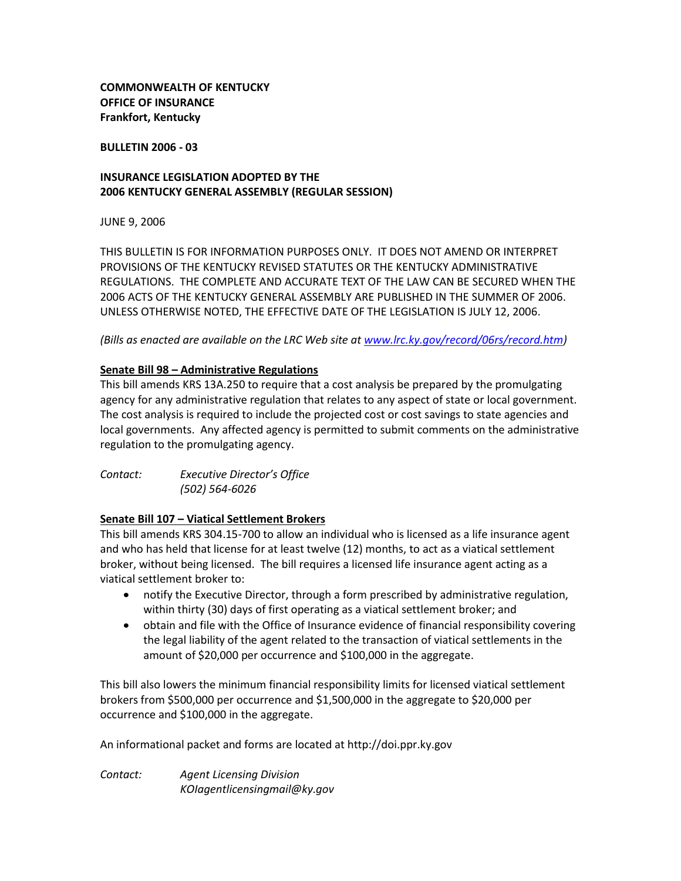**COMMONWEALTH OF KENTUCKY**
**OFFICE OF INSURANCE**
**Frankfort, Kentucky**

**BULLETIN 2006 - 03**

**INSURANCE LEGISLATION ADOPTED BY THE**
**2006 KENTUCKY GENERAL ASSEMBLY (REGULAR SESSION)**

JUNE 9, 2006

THIS BULLETIN IS FOR INFORMATION PURPOSES ONLY. IT DOES NOT AMEND OR INTERPRET PROVISIONS OF THE KENTUCKY REVISED STATUTES OR THE KENTUCKY ADMINISTRATIVE REGULATIONS. THE COMPLETE AND ACCURATE TEXT OF THE LAW CAN BE SECURED WHEN THE 2006 ACTS OF THE KENTUCKY GENERAL ASSEMBLY ARE PUBLISHED IN THE SUMMER OF 2006. UNLESS OTHERWISE NOTED, THE EFFECTIVE DATE OF THE LEGISLATION IS JULY 12, 2006.

*(Bills as enacted are available on the LRC Web site at [www.lrc.ky.gov/record/06rs/record.htm](www.lrc.ky.gov/record/06rs/record.htm))*

**Senate Bill 98 – Administrative Regulations**

This bill amends KRS 13A.250 to require that a cost analysis be prepared by the promulgating agency for any administrative regulation that relates to any aspect of state or local government. The cost analysis is required to include the projected cost or cost savings to state agencies and local governments. Any affected agency is permitted to submit comments on the administrative regulation to the promulgating agency.

*Contact:* *Executive Director's Office*
*(502) 564-6026*

**Senate Bill 107 – Viatical Settlement Brokers**

This bill amends KRS 304.15-700 to allow an individual who is licensed as a life insurance agent and who has held that license for at least twelve (12) months, to act as a viatical settlement broker, without being licensed. The bill requires a licensed life insurance agent acting as a viatical settlement broker to:

- notify the Executive Director, through a form prescribed by administrative regulation, within thirty (30) days of first operating as a viatical settlement broker; and
- obtain and file with the Office of Insurance evidence of financial responsibility covering the legal liability of the agent related to the transaction of viatical settlements in the amount of $20,000 per occurrence and $100,000 in the aggregate.

This bill also lowers the minimum financial responsibility limits for licensed viatical settlement brokers from $500,000 per occurrence and $1,500,000 in the aggregate to $20,000 per occurrence and $100,000 in the aggregate.

An informational packet and forms are located at http://doi.ppr.ky.gov

*Contact:* *Agent Licensing Division*
*KOIagentlicensingmail@ky.gov*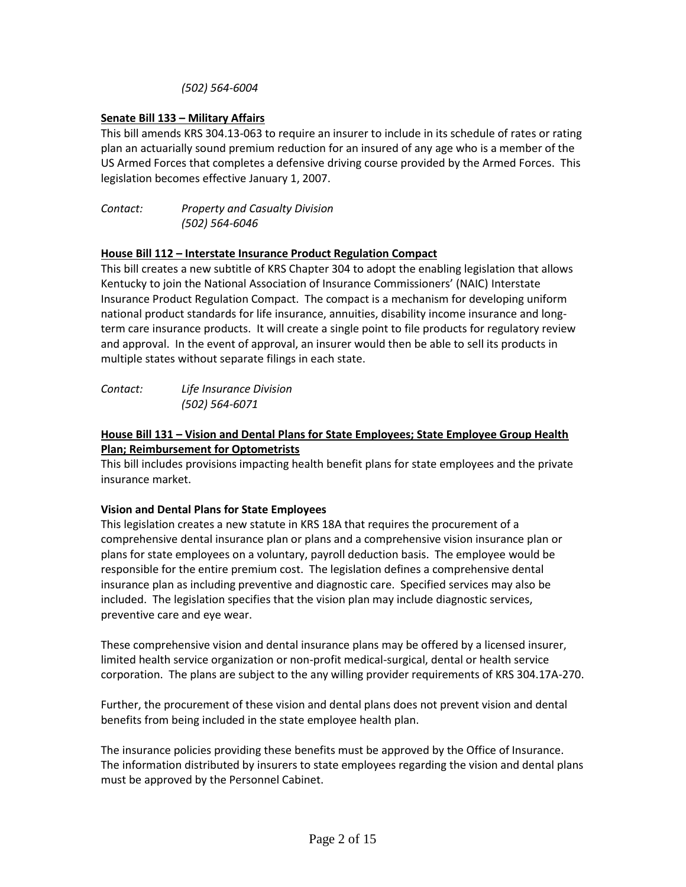*(502) 564-6004*

**Senate Bill 133 – Military Affairs**

This bill amends KRS 304.13-063 to require an insurer to include in its schedule of rates or rating plan an actuarially sound premium reduction for an insured of any age who is a member of the US Armed Forces that completes a defensive driving course provided by the Armed Forces. This legislation becomes effective January 1, 2007.

*Contact: Property and Casualty Division*
*(502) 564-6046*

**House Bill 112 – Interstate Insurance Product Regulation Compact**

This bill creates a new subtitle of KRS Chapter 304 to adopt the enabling legislation that allows Kentucky to join the National Association of Insurance Commissioners' (NAIC) Interstate Insurance Product Regulation Compact. The compact is a mechanism for developing uniform national product standards for life insurance, annuities, disability income insurance and long-term care insurance products. It will create a single point to file products for regulatory review and approval. In the event of approval, an insurer would then be able to sell its products in multiple states without separate filings in each state.

*Contact: Life Insurance Division*
*(502) 564-6071*

**House Bill 131 – Vision and Dental Plans for State Employees; State Employee Group Health Plan; Reimbursement for Optometrists**

This bill includes provisions impacting health benefit plans for state employees and the private insurance market.

**Vision and Dental Plans for State Employees**

This legislation creates a new statute in KRS 18A that requires the procurement of a comprehensive dental insurance plan or plans and a comprehensive vision insurance plan or plans for state employees on a voluntary, payroll deduction basis. The employee would be responsible for the entire premium cost. The legislation defines a comprehensive dental insurance plan as including preventive and diagnostic care. Specified services may also be included. The legislation specifies that the vision plan may include diagnostic services, preventive care and eye wear.

These comprehensive vision and dental insurance plans may be offered by a licensed insurer, limited health service organization or non-profit medical-surgical, dental or health service corporation. The plans are subject to the any willing provider requirements of KRS 304.17A-270.

Further, the procurement of these vision and dental plans does not prevent vision and dental benefits from being included in the state employee health plan.

The insurance policies providing these benefits must be approved by the Office of Insurance. The information distributed by insurers to state employees regarding the vision and dental plans must be approved by the Personnel Cabinet.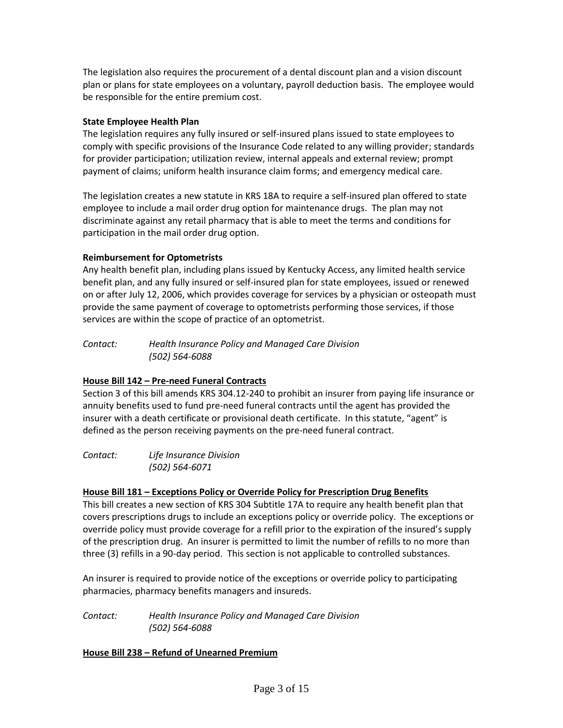The legislation also requires the procurement of a dental discount plan and a vision discount plan or plans for state employees on a voluntary, payroll deduction basis. The employee would be responsible for the entire premium cost.

**State Employee Health Plan**

The legislation requires any fully insured or self-insured plans issued to state employees to comply with specific provisions of the Insurance Code related to any willing provider; standards for provider participation; utilization review, internal appeals and external review; prompt payment of claims; uniform health insurance claim forms; and emergency medical care.

The legislation creates a new statute in KRS 18A to require a self-insured plan offered to state employee to include a mail order drug option for maintenance drugs. The plan may not discriminate against any retail pharmacy that is able to meet the terms and conditions for participation in the mail order drug option.

**Reimbursement for Optometrists**

Any health benefit plan, including plans issued by Kentucky Access, any limited health service benefit plan, and any fully insured or self-insured plan for state employees, issued or renewed on or after July 12, 2006, which provides coverage for services by a physician or osteopath must provide the same payment of coverage to optometrists performing those services, if those services are within the scope of practice of an optometrist.

*Contact: Health Insurance Policy and Managed Care Division*
*(502) 564-6088*

**House Bill 142 – Pre-need Funeral Contracts**

Section 3 of this bill amends KRS 304.12-240 to prohibit an insurer from paying life insurance or annuity benefits used to fund pre-need funeral contracts until the agent has provided the insurer with a death certificate or provisional death certificate. In this statute, "agent" is defined as the person receiving payments on the pre-need funeral contract.

*Contact: Life Insurance Division*
*(502) 564-6071*

**House Bill 181 – Exceptions Policy or Override Policy for Prescription Drug Benefits**

This bill creates a new section of KRS 304 Subtitle 17A to require any health benefit plan that covers prescriptions drugs to include an exceptions policy or override policy. The exceptions or override policy must provide coverage for a refill prior to the expiration of the insured's supply of the prescription drug. An insurer is permitted to limit the number of refills to no more than three (3) refills in a 90-day period. This section is not applicable to controlled substances.

An insurer is required to provide notice of the exceptions or override policy to participating pharmacies, pharmacy benefits managers and insureds.

*Contact: Health Insurance Policy and Managed Care Division*
*(502) 564-6088*

**House Bill 238 – Refund of Unearned Premium**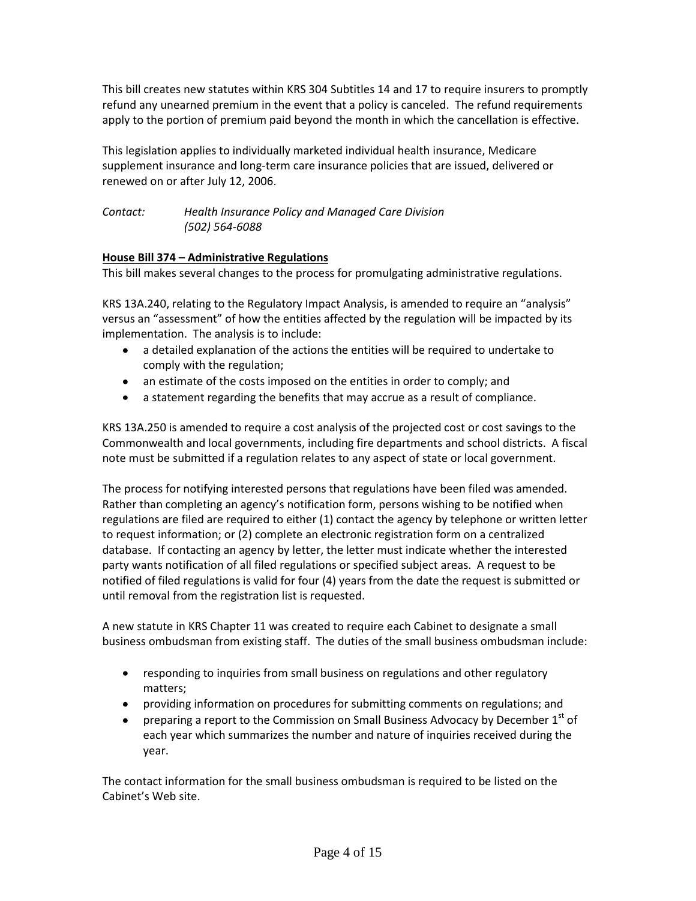This bill creates new statutes within KRS 304 Subtitles 14 and 17 to require insurers to promptly refund any unearned premium in the event that a policy is canceled. The refund requirements apply to the portion of premium paid beyond the month in which the cancellation is effective.

This legislation applies to individually marketed individual health insurance, Medicare supplement insurance and long-term care insurance policies that are issued, delivered or renewed on or after July 12, 2006.

*Contact: Health Insurance Policy and Managed Care Division*
*(502) 564-6088*

**House Bill 374 – Administrative Regulations**

This bill makes several changes to the process for promulgating administrative regulations.

KRS 13A.240, relating to the Regulatory Impact Analysis, is amended to require an "analysis" versus an "assessment" of how the entities affected by the regulation will be impacted by its implementation. The analysis is to include:

- a detailed explanation of the actions the entities will be required to undertake to comply with the regulation;
- an estimate of the costs imposed on the entities in order to comply; and
- a statement regarding the benefits that may accrue as a result of compliance.

KRS 13A.250 is amended to require a cost analysis of the projected cost or cost savings to the Commonwealth and local governments, including fire departments and school districts. A fiscal note must be submitted if a regulation relates to any aspect of state or local government.

The process for notifying interested persons that regulations have been filed was amended. Rather than completing an agency's notification form, persons wishing to be notified when regulations are filed are required to either (1) contact the agency by telephone or written letter to request information; or (2) complete an electronic registration form on a centralized database. If contacting an agency by letter, the letter must indicate whether the interested party wants notification of all filed regulations or specified subject areas. A request to be notified of filed regulations is valid for four (4) years from the date the request is submitted or until removal from the registration list is requested.

A new statute in KRS Chapter 11 was created to require each Cabinet to designate a small business ombudsman from existing staff. The duties of the small business ombudsman include:

- responding to inquiries from small business on regulations and other regulatory matters;
- providing information on procedures for submitting comments on regulations; and
- preparing a report to the Commission on Small Business Advocacy by December 1st of each year which summarizes the number and nature of inquiries received during the year.

The contact information for the small business ombudsman is required to be listed on the Cabinet's Web site.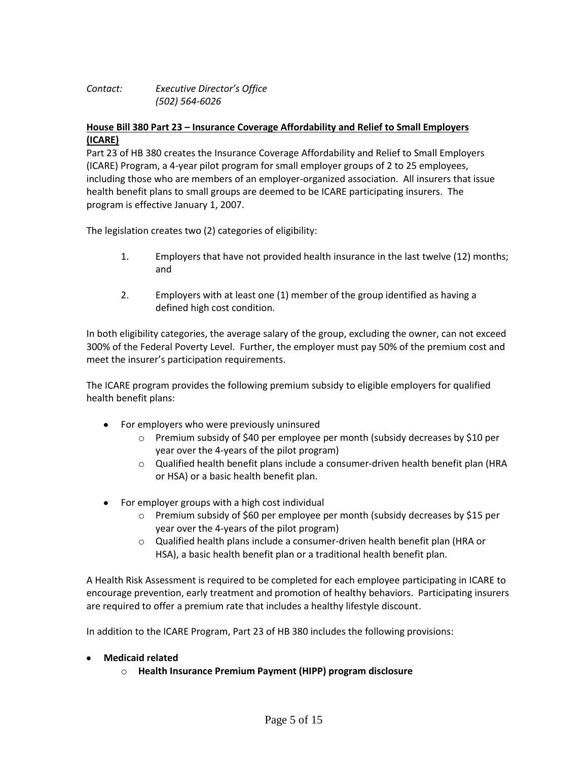*Contact: Executive Director's Office*
*(502) 564-6026*

**House Bill 380 Part 23 – Insurance Coverage Affordability and Relief to Small Employers (ICARE)**

Part 23 of HB 380 creates the Insurance Coverage Affordability and Relief to Small Employers (ICARE) Program, a 4-year pilot program for small employer groups of 2 to 25 employees, including those who are members of an employer-organized association. All insurers that issue health benefit plans to small groups are deemed to be ICARE participating insurers. The program is effective January 1, 2007.

The legislation creates two (2) categories of eligibility:

1. Employers that have not provided health insurance in the last twelve (12) months; and
2. Employers with at least one (1) member of the group identified as having a defined high cost condition.

In both eligibility categories, the average salary of the group, excluding the owner, can not exceed 300% of the Federal Poverty Level. Further, the employer must pay 50% of the premium cost and meet the insurer's participation requirements.

The ICARE program provides the following premium subsidy to eligible employers for qualified health benefit plans:

- For employers who were previously uninsured
  - Premium subsidy of $40 per employee per month (subsidy decreases by $10 per year over the 4-years of the pilot program)
  - Qualified health benefit plans include a consumer-driven health benefit plan (HRA or HSA) or a basic health benefit plan.
- For employer groups with a high cost individual
  - Premium subsidy of $60 per employee per month (subsidy decreases by $15 per year over the 4-years of the pilot program)
  - Qualified health plans include a consumer-driven health benefit plan (HRA or HSA), a basic health benefit plan or a traditional health benefit plan.

A Health Risk Assessment is required to be completed for each employee participating in ICARE to encourage prevention, early treatment and promotion of healthy behaviors. Participating insurers are required to offer a premium rate that includes a healthy lifestyle discount.

In addition to the ICARE Program, Part 23 of HB 380 includes the following provisions:

- **Medicaid related**
  - **Health Insurance Premium Payment (HIPP) program disclosure**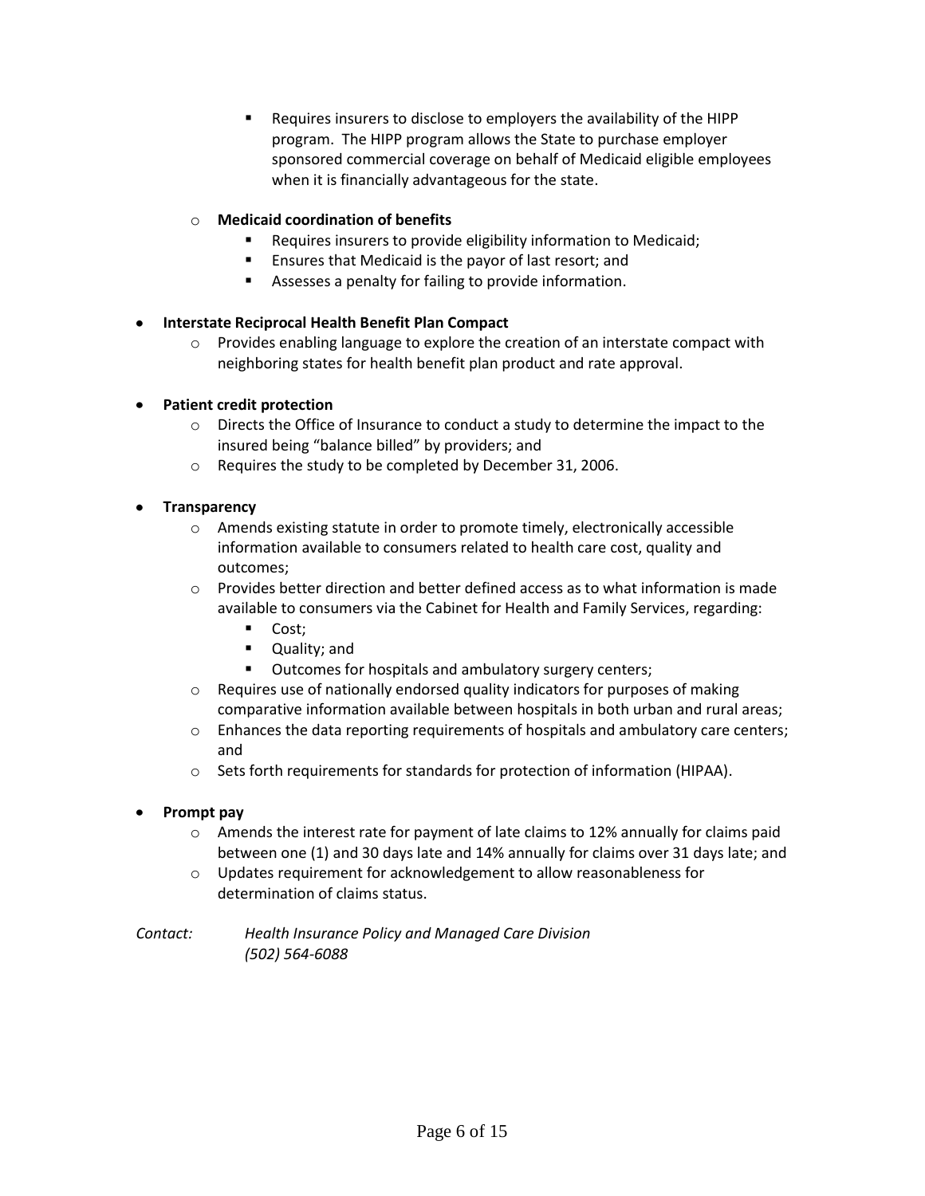- Requires insurers to disclose to employers the availability of the HIPP program. The HIPP program allows the State to purchase employer sponsored commercial coverage on behalf of Medicaid eligible employees when it is financially advantageous for the state.

    - **Medicaid coordination of benefits**
        - Requires insurers to provide eligibility information to Medicaid;
        - Ensures that Medicaid is the payor of last resort; and
        - Assesses a penalty for failing to provide information.

- **Interstate Reciprocal Health Benefit Plan Compact**
    - Provides enabling language to explore the creation of an interstate compact with neighboring states for health benefit plan product and rate approval.

- **Patient credit protection**
    - Directs the Office of Insurance to conduct a study to determine the impact to the insured being "balance billed" by providers; and
    - Requires the study to be completed by December 31, 2006.

- **Transparency**
    - Amends existing statute in order to promote timely, electronically accessible information available to consumers related to health care cost, quality and outcomes;
    - Provides better direction and better defined access as to what information is made available to consumers via the Cabinet for Health and Family Services, regarding:
        - Cost;
        - Quality; and
        - Outcomes for hospitals and ambulatory surgery centers;
    - Requires use of nationally endorsed quality indicators for purposes of making comparative information available between hospitals in both urban and rural areas;
    - Enhances the data reporting requirements of hospitals and ambulatory care centers; and
    - Sets forth requirements for standards for protection of information (HIPAA).

- **Prompt pay**
    - Amends the interest rate for payment of late claims to 12% annually for claims paid between one (1) and 30 days late and 14% annually for claims over 31 days late; and
    - Updates requirement for acknowledgement to allow reasonableness for determination of claims status.

*Contact:* *Health Insurance Policy and Managed Care Division*
*(502) 564-6088*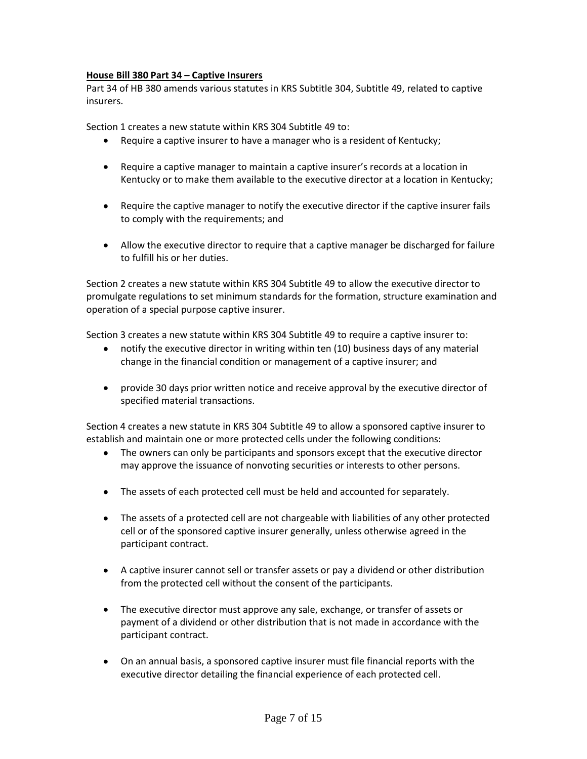**<u>House Bill 380 Part 34 – Captive Insurers</u>**

Part 34 of HB 380 amends various statutes in KRS Subtitle 304, Subtitle 49, related to captive insurers.

Section 1 creates a new statute within KRS 304 Subtitle 49 to:

- Require a captive insurer to have a manager who is a resident of Kentucky;
- Require a captive manager to maintain a captive insurer's records at a location in Kentucky or to make them available to the executive director at a location in Kentucky;
- Require the captive manager to notify the executive director if the captive insurer fails to comply with the requirements; and
- Allow the executive director to require that a captive manager be discharged for failure to fulfill his or her duties.

Section 2 creates a new statute within KRS 304 Subtitle 49 to allow the executive director to promulgate regulations to set minimum standards for the formation, structure examination and operation of a special purpose captive insurer.

Section 3 creates a new statute within KRS 304 Subtitle 49 to require a captive insurer to:

- notify the executive director in writing within ten (10) business days of any material change in the financial condition or management of a captive insurer; and
- provide 30 days prior written notice and receive approval by the executive director of specified material transactions.

Section 4 creates a new statute in KRS 304 Subtitle 49 to allow a sponsored captive insurer to establish and maintain one or more protected cells under the following conditions:

- The owners can only be participants and sponsors except that the executive director may approve the issuance of nonvoting securities or interests to other persons.
- The assets of each protected cell must be held and accounted for separately.
- The assets of a protected cell are not chargeable with liabilities of any other protected cell or of the sponsored captive insurer generally, unless otherwise agreed in the participant contract.
- A captive insurer cannot sell or transfer assets or pay a dividend or other distribution from the protected cell without the consent of the participants.
- The executive director must approve any sale, exchange, or transfer of assets or payment of a dividend or other distribution that is not made in accordance with the participant contract.
- On an annual basis, a sponsored captive insurer must file financial reports with the executive director detailing the financial experience of each protected cell.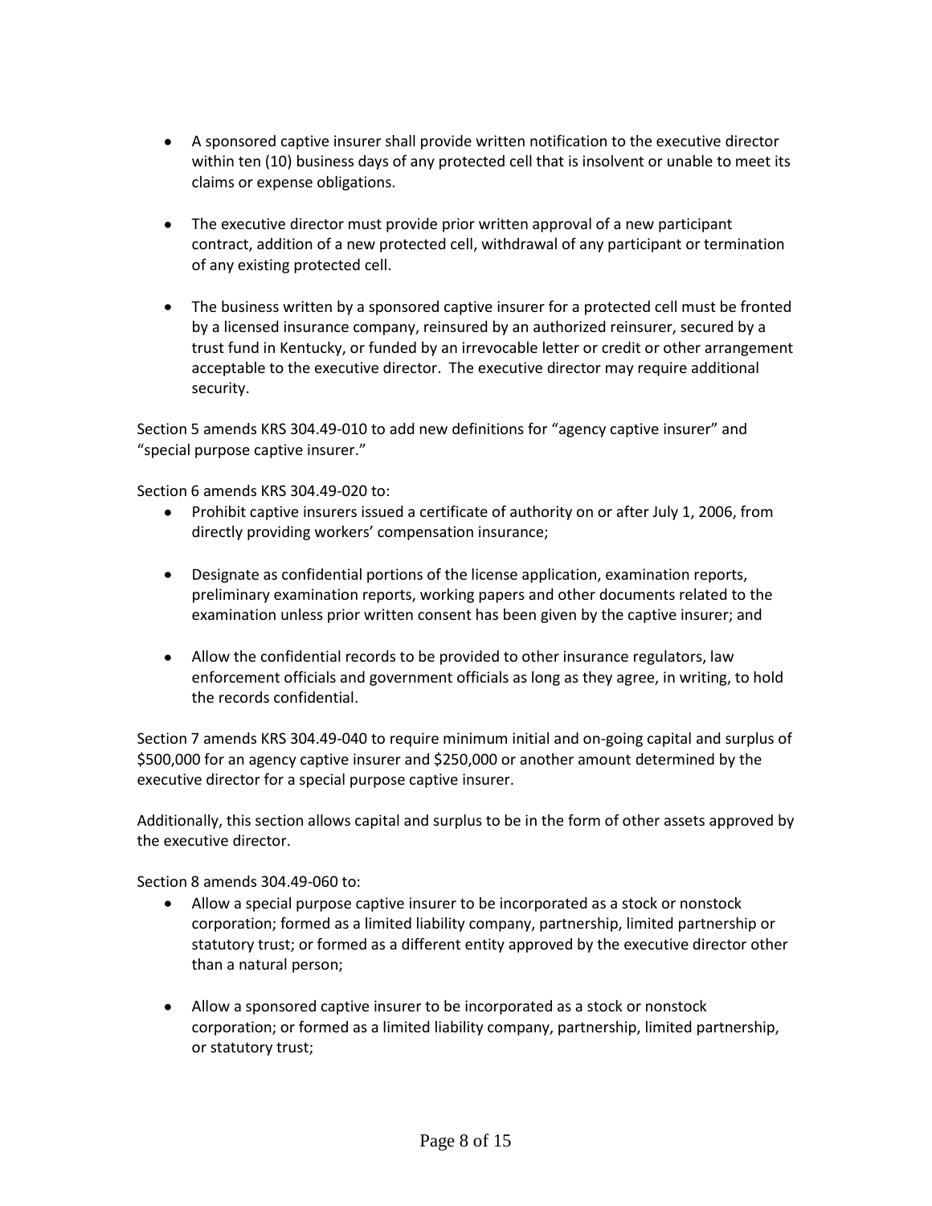- A sponsored captive insurer shall provide written notification to the executive director within ten (10) business days of any protected cell that is insolvent or unable to meet its claims or expense obligations.

- The executive director must provide prior written approval of a new participant contract, addition of a new protected cell, withdrawal of any participant or termination of any existing protected cell.

- The business written by a sponsored captive insurer for a protected cell must be fronted by a licensed insurance company, reinsured by an authorized reinsurer, secured by a trust fund in Kentucky, or funded by an irrevocable letter or credit or other arrangement acceptable to the executive director. The executive director may require additional security.

Section 5 amends KRS 304.49-010 to add new definitions for "agency captive insurer" and "special purpose captive insurer."

Section 6 amends KRS 304.49-020 to:

- Prohibit captive insurers issued a certificate of authority on or after July 1, 2006, from directly providing workers' compensation insurance;

- Designate as confidential portions of the license application, examination reports, preliminary examination reports, working papers and other documents related to the examination unless prior written consent has been given by the captive insurer; and

- Allow the confidential records to be provided to other insurance regulators, law enforcement officials and government officials as long as they agree, in writing, to hold the records confidential.

Section 7 amends KRS 304.49-040 to require minimum initial and on-going capital and surplus of $500,000 for an agency captive insurer and $250,000 or another amount determined by the executive director for a special purpose captive insurer.

Additionally, this section allows capital and surplus to be in the form of other assets approved by the executive director.

Section 8 amends 304.49-060 to:

- Allow a special purpose captive insurer to be incorporated as a stock or nonstock corporation; formed as a limited liability company, partnership, limited partnership or statutory trust; or formed as a different entity approved by the executive director other than a natural person;

- Allow a sponsored captive insurer to be incorporated as a stock or nonstock corporation; or formed as a limited liability company, partnership, limited partnership, or statutory trust;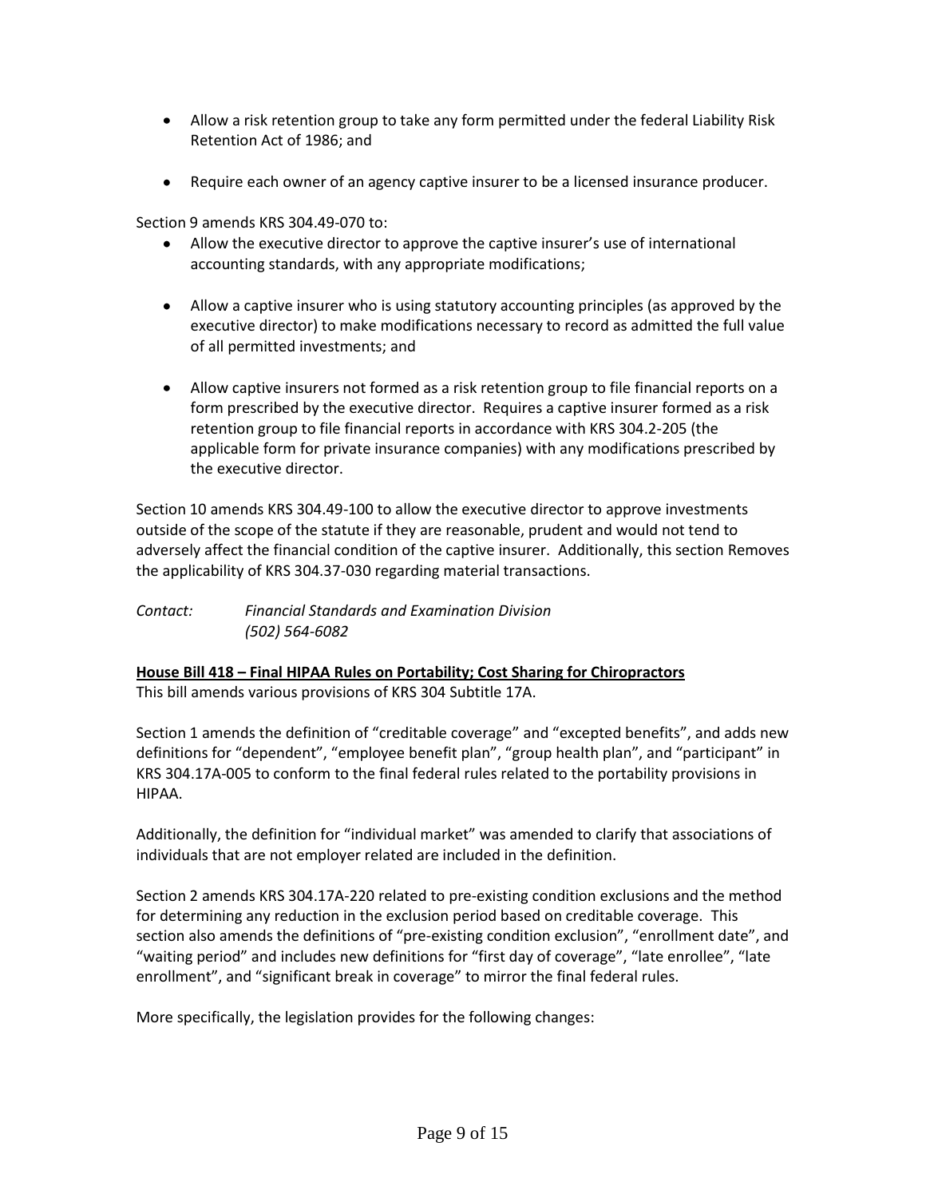- Allow a risk retention group to take any form permitted under the federal Liability Risk Retention Act of 1986; and

- Require each owner of an agency captive insurer to be a licensed insurance producer.

Section 9 amends KRS 304.49-070 to:

- Allow the executive director to approve the captive insurer's use of international accounting standards, with any appropriate modifications;

- Allow a captive insurer who is using statutory accounting principles (as approved by the executive director) to make modifications necessary to record as admitted the full value of all permitted investments; and

- Allow captive insurers not formed as a risk retention group to file financial reports on a form prescribed by the executive director. Requires a captive insurer formed as a risk retention group to file financial reports in accordance with KRS 304.2-205 (the applicable form for private insurance companies) with any modifications prescribed by the executive director.

Section 10 amends KRS 304.49-100 to allow the executive director to approve investments outside of the scope of the statute if they are reasonable, prudent and would not tend to adversely affect the financial condition of the captive insurer. Additionally, this section Removes the applicability of KRS 304.37-030 regarding material transactions.

*Contact: Financial Standards and Examination Division*
*(502) 564-6082*

**House Bill 418 – Final HIPAA Rules on Portability; Cost Sharing for Chiropractors**

This bill amends various provisions of KRS 304 Subtitle 17A.

Section 1 amends the definition of "creditable coverage" and "excepted benefits", and adds new definitions for "dependent", "employee benefit plan", "group health plan", and "participant" in KRS 304.17A-005 to conform to the final federal rules related to the portability provisions in HIPAA.

Additionally, the definition for "individual market" was amended to clarify that associations of individuals that are not employer related are included in the definition.

Section 2 amends KRS 304.17A-220 related to pre-existing condition exclusions and the method for determining any reduction in the exclusion period based on creditable coverage. This section also amends the definitions of "pre-existing condition exclusion", "enrollment date", and "waiting period" and includes new definitions for "first day of coverage", "late enrollee", "late enrollment", and "significant break in coverage" to mirror the final federal rules.

More specifically, the legislation provides for the following changes: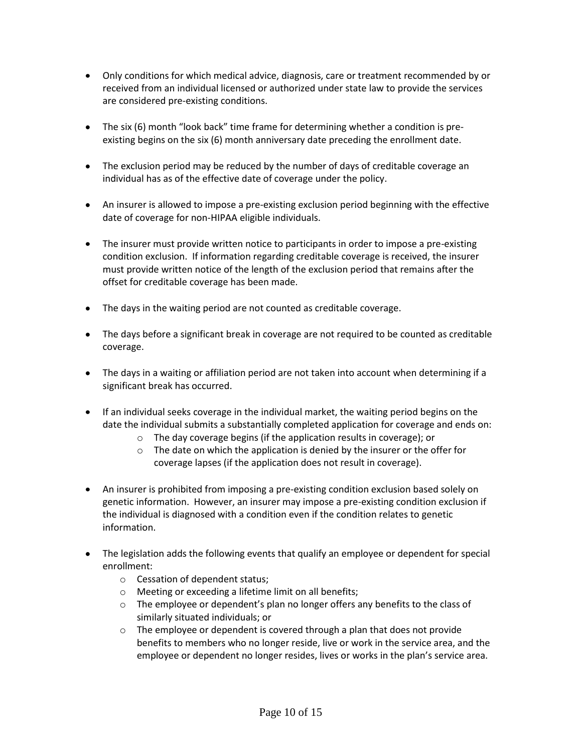- Only conditions for which medical advice, diagnosis, care or treatment recommended by or received from an individual licensed or authorized under state law to provide the services are considered pre-existing conditions.

- The six (6) month "look back" time frame for determining whether a condition is pre-existing begins on the six (6) month anniversary date preceding the enrollment date.

- The exclusion period may be reduced by the number of days of creditable coverage an individual has as of the effective date of coverage under the policy.

- An insurer is allowed to impose a pre-existing exclusion period beginning with the effective date of coverage for non-HIPAA eligible individuals.

- The insurer must provide written notice to participants in order to impose a pre-existing condition exclusion. If information regarding creditable coverage is received, the insurer must provide written notice of the length of the exclusion period that remains after the offset for creditable coverage has been made.

- The days in the waiting period are not counted as creditable coverage.

- The days before a significant break in coverage are not required to be counted as creditable coverage.

- The days in a waiting or affiliation period are not taken into account when determining if a significant break has occurred.

- If an individual seeks coverage in the individual market, the waiting period begins on the date the individual submits a substantially completed application for coverage and ends on:
  - The day coverage begins (if the application results in coverage); or
  - The date on which the application is denied by the insurer or the offer for coverage lapses (if the application does not result in coverage).

- An insurer is prohibited from imposing a pre-existing condition exclusion based solely on genetic information. However, an insurer may impose a pre-existing condition exclusion if the individual is diagnosed with a condition even if the condition relates to genetic information.

- The legislation adds the following events that qualify an employee or dependent for special enrollment:
  - Cessation of dependent status;
  - Meeting or exceeding a lifetime limit on all benefits;
  - The employee or dependent's plan no longer offers any benefits to the class of similarly situated individuals; or
  - The employee or dependent is covered through a plan that does not provide benefits to members who no longer reside, live or work in the service area, and the employee or dependent no longer resides, lives or works in the plan's service area.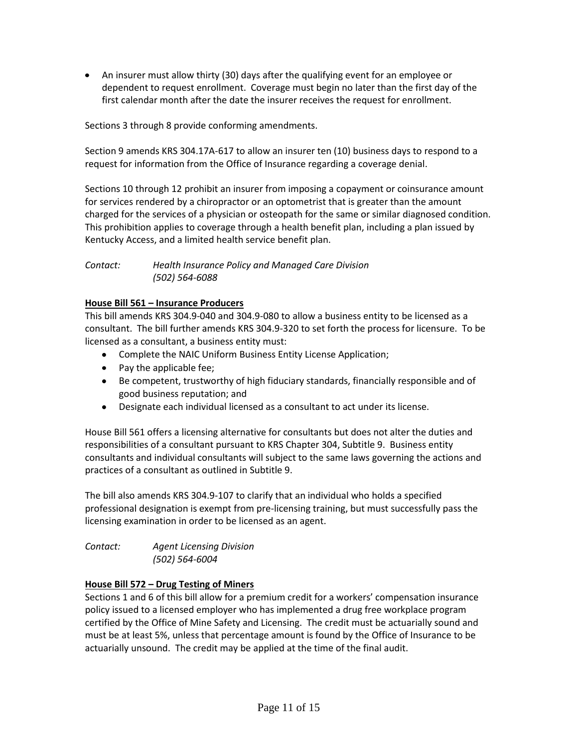- An insurer must allow thirty (30) days after the qualifying event for an employee or dependent to request enrollment. Coverage must begin no later than the first day of the first calendar month after the date the insurer receives the request for enrollment.

Sections 3 through 8 provide conforming amendments.

Section 9 amends KRS 304.17A-617 to allow an insurer ten (10) business days to respond to a request for information from the Office of Insurance regarding a coverage denial.

Sections 10 through 12 prohibit an insurer from imposing a copayment or coinsurance amount for services rendered by a chiropractor or an optometrist that is greater than the amount charged for the services of a physician or osteopath for the same or similar diagnosed condition. This prohibition applies to coverage through a health benefit plan, including a plan issued by Kentucky Access, and a limited health service benefit plan.

*Contact:* *Health Insurance Policy and Managed Care Division*
*(502) 564-6088*

**House Bill 561 – Insurance Producers**

This bill amends KRS 304.9-040 and 304.9-080 to allow a business entity to be licensed as a consultant. The bill further amends KRS 304.9-320 to set forth the process for licensure. To be licensed as a consultant, a business entity must:

- Complete the NAIC Uniform Business Entity License Application;
- Pay the applicable fee;
- Be competent, trustworthy of high fiduciary standards, financially responsible and of good business reputation; and
- Designate each individual licensed as a consultant to act under its license.

House Bill 561 offers a licensing alternative for consultants but does not alter the duties and responsibilities of a consultant pursuant to KRS Chapter 304, Subtitle 9. Business entity consultants and individual consultants will subject to the same laws governing the actions and practices of a consultant as outlined in Subtitle 9.

The bill also amends KRS 304.9-107 to clarify that an individual who holds a specified professional designation is exempt from pre-licensing training, but must successfully pass the licensing examination in order to be licensed as an agent.

*Contact:* *Agent Licensing Division*
*(502) 564-6004*

**House Bill 572 – Drug Testing of Miners**

Sections 1 and 6 of this bill allow for a premium credit for a workers' compensation insurance policy issued to a licensed employer who has implemented a drug free workplace program certified by the Office of Mine Safety and Licensing. The credit must be actuarially sound and must be at least 5%, unless that percentage amount is found by the Office of Insurance to be actuarially unsound. The credit may be applied at the time of the final audit.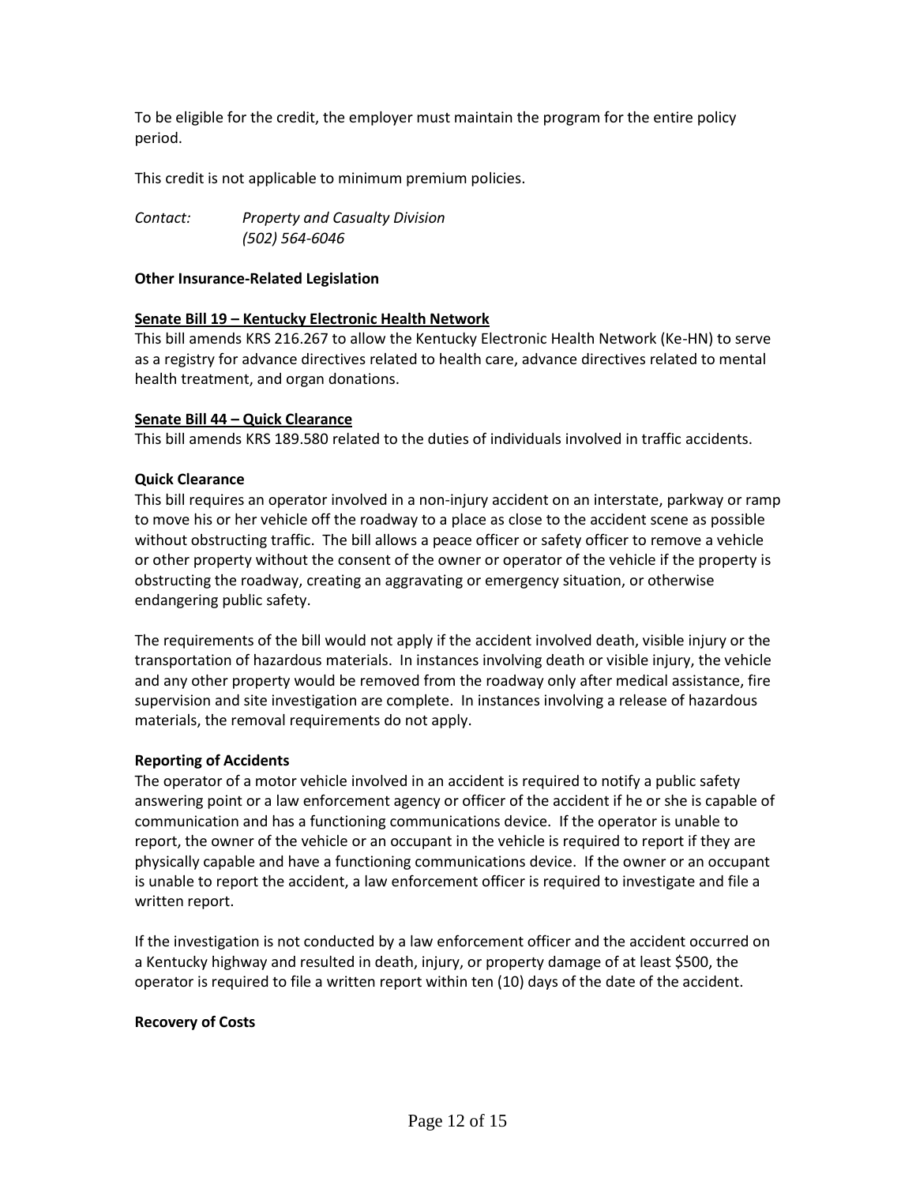To be eligible for the credit, the employer must maintain the program for the entire policy period.

This credit is not applicable to minimum premium policies.

*Contact:* *Property and Casualty Division*
*(502) 564-6046*

**Other Insurance-Related Legislation**

**Senate Bill 19 – Kentucky Electronic Health Network**

This bill amends KRS 216.267 to allow the Kentucky Electronic Health Network (Ke-HN) to serve as a registry for advance directives related to health care, advance directives related to mental health treatment, and organ donations.

**Senate Bill 44 – Quick Clearance**

This bill amends KRS 189.580 related to the duties of individuals involved in traffic accidents.

**Quick Clearance**

This bill requires an operator involved in a non-injury accident on an interstate, parkway or ramp to move his or her vehicle off the roadway to a place as close to the accident scene as possible without obstructing traffic. The bill allows a peace officer or safety officer to remove a vehicle or other property without the consent of the owner or operator of the vehicle if the property is obstructing the roadway, creating an aggravating or emergency situation, or otherwise endangering public safety.

The requirements of the bill would not apply if the accident involved death, visible injury or the transportation of hazardous materials. In instances involving death or visible injury, the vehicle and any other property would be removed from the roadway only after medical assistance, fire supervision and site investigation are complete. In instances involving a release of hazardous materials, the removal requirements do not apply.

**Reporting of Accidents**

The operator of a motor vehicle involved in an accident is required to notify a public safety answering point or a law enforcement agency or officer of the accident if he or she is capable of communication and has a functioning communications device. If the operator is unable to report, the owner of the vehicle or an occupant in the vehicle is required to report if they are physically capable and have a functioning communications device. If the owner or an occupant is unable to report the accident, a law enforcement officer is required to investigate and file a written report.

If the investigation is not conducted by a law enforcement officer and the accident occurred on a Kentucky highway and resulted in death, injury, or property damage of at least $500, the operator is required to file a written report within ten (10) days of the date of the accident.

**Recovery of Costs**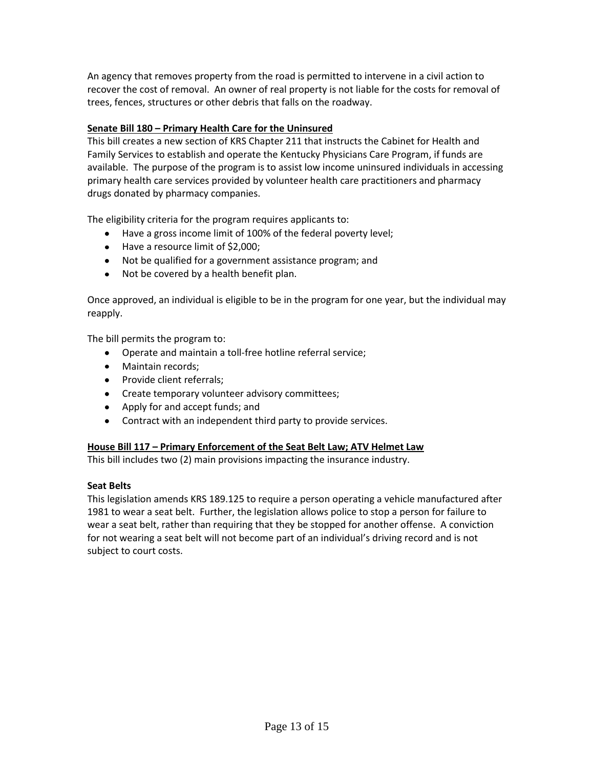An agency that removes property from the road is permitted to intervene in a civil action to recover the cost of removal. An owner of real property is not liable for the costs for removal of trees, fences, structures or other debris that falls on the roadway.

**Senate Bill 180 – Primary Health Care for the Uninsured**

This bill creates a new section of KRS Chapter 211 that instructs the Cabinet for Health and Family Services to establish and operate the Kentucky Physicians Care Program, if funds are available. The purpose of the program is to assist low income uninsured individuals in accessing primary health care services provided by volunteer health care practitioners and pharmacy drugs donated by pharmacy companies.

The eligibility criteria for the program requires applicants to:

- Have a gross income limit of 100% of the federal poverty level;
- Have a resource limit of $2,000;
- Not be qualified for a government assistance program; and
- Not be covered by a health benefit plan.

Once approved, an individual is eligible to be in the program for one year, but the individual may reapply.

The bill permits the program to:

- Operate and maintain a toll-free hotline referral service;
- Maintain records;
- Provide client referrals;
- Create temporary volunteer advisory committees;
- Apply for and accept funds; and
- Contract with an independent third party to provide services.

**House Bill 117 – Primary Enforcement of the Seat Belt Law; ATV Helmet Law**

This bill includes two (2) main provisions impacting the insurance industry.

**Seat Belts**

This legislation amends KRS 189.125 to require a person operating a vehicle manufactured after 1981 to wear a seat belt. Further, the legislation allows police to stop a person for failure to wear a seat belt, rather than requiring that they be stopped for another offense. A conviction for not wearing a seat belt will not become part of an individual's driving record and is not subject to court costs.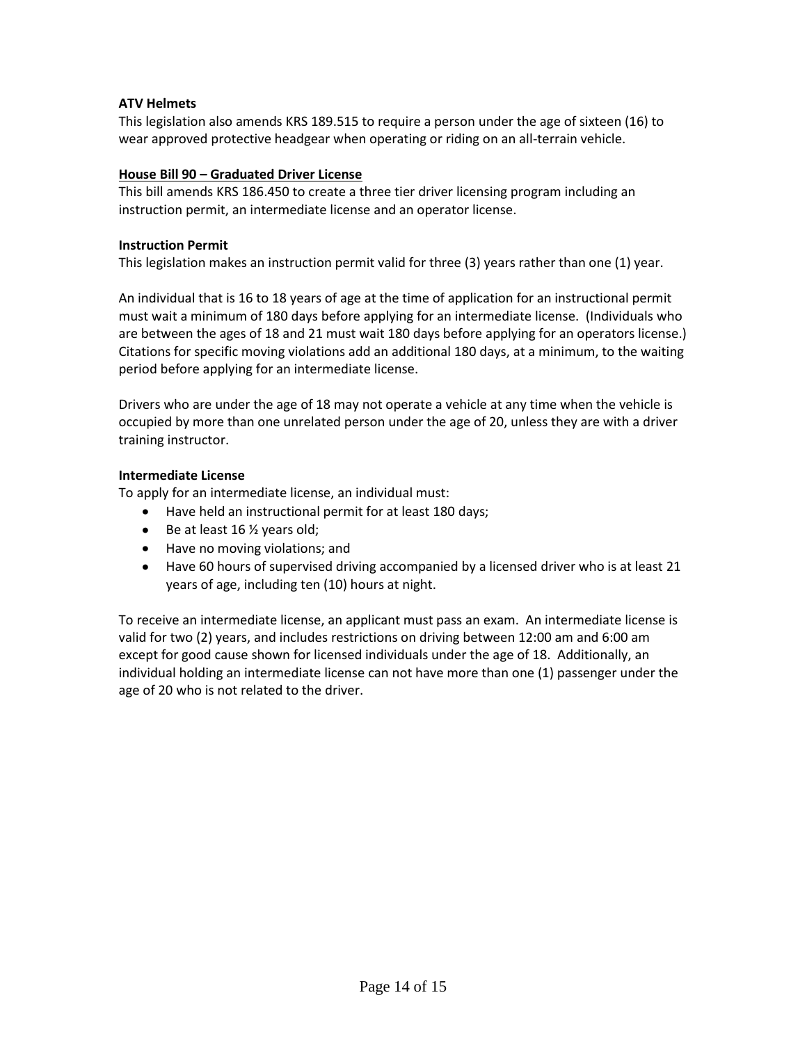**ATV Helmets**

This legislation also amends KRS 189.515 to require a person under the age of sixteen (16) to wear approved protective headgear when operating or riding on an all-terrain vehicle.

**House Bill 90 – Graduated Driver License**

This bill amends KRS 186.450 to create a three tier driver licensing program including an instruction permit, an intermediate license and an operator license.

**Instruction Permit**

This legislation makes an instruction permit valid for three (3) years rather than one (1) year.

An individual that is 16 to 18 years of age at the time of application for an instructional permit must wait a minimum of 180 days before applying for an intermediate license. (Individuals who are between the ages of 18 and 21 must wait 180 days before applying for an operators license.) Citations for specific moving violations add an additional 180 days, at a minimum, to the waiting period before applying for an intermediate license.

Drivers who are under the age of 18 may not operate a vehicle at any time when the vehicle is occupied by more than one unrelated person under the age of 20, unless they are with a driver training instructor.

**Intermediate License**

To apply for an intermediate license, an individual must:

- Have held an instructional permit for at least 180 days;
- Be at least 16 ½ years old;
- Have no moving violations; and
- Have 60 hours of supervised driving accompanied by a licensed driver who is at least 21 years of age, including ten (10) hours at night.

To receive an intermediate license, an applicant must pass an exam. An intermediate license is valid for two (2) years, and includes restrictions on driving between 12:00 am and 6:00 am except for good cause shown for licensed individuals under the age of 18. Additionally, an individual holding an intermediate license can not have more than one (1) passenger under the age of 20 who is not related to the driver.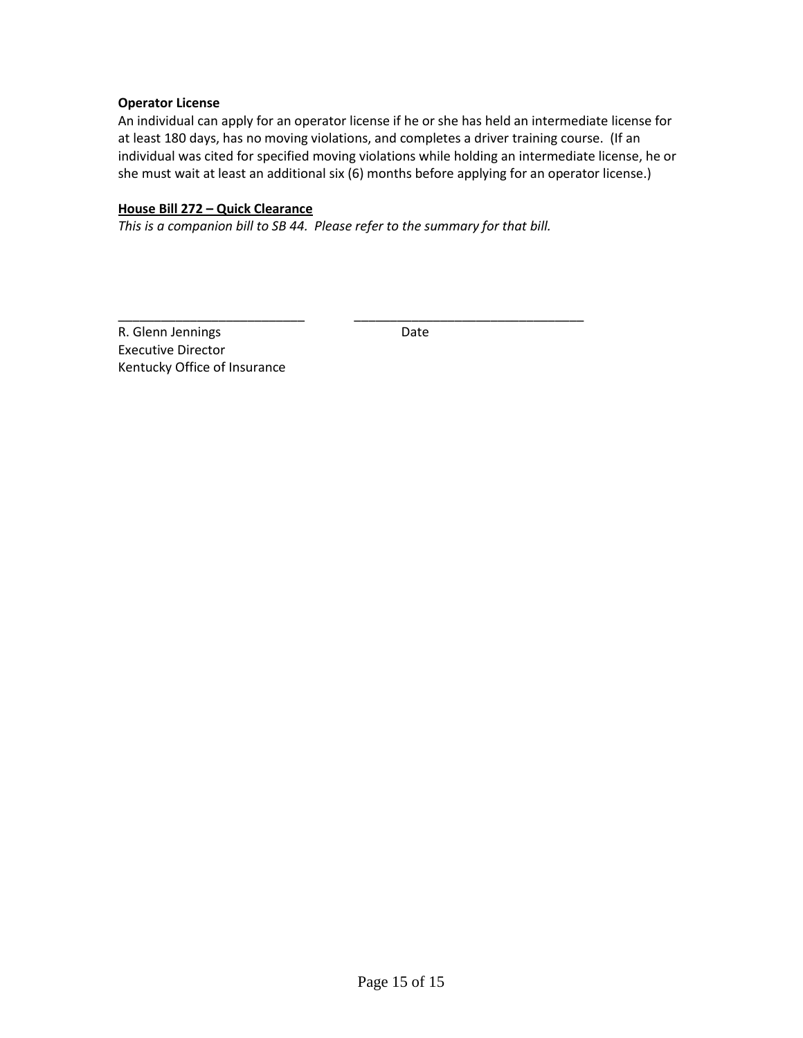**Operator License**

An individual can apply for an operator license if he or she has held an intermediate license for at least 180 days, has no moving violations, and completes a driver training course. (If an individual was cited for specified moving violations while holding an intermediate license, he or she must wait at least an additional six (6) months before applying for an operator license.)

**House Bill 272 – Quick Clearance**

*This is a companion bill to SB 44. Please refer to the summary for that bill.*

\_\_\_\_\_\_\_\_\_\_\_\_\_\_\_\_\_\_\_\_\_\_\_\_\_\_\_ \_\_\_\_\_\_\_\_\_\_\_\_\_\_\_\_\_\_\_\_\_\_\_\_\_\_\_\_\_\_\_\_\_

R. Glenn Jennings Date
Executive Director
Kentucky Office of Insurance